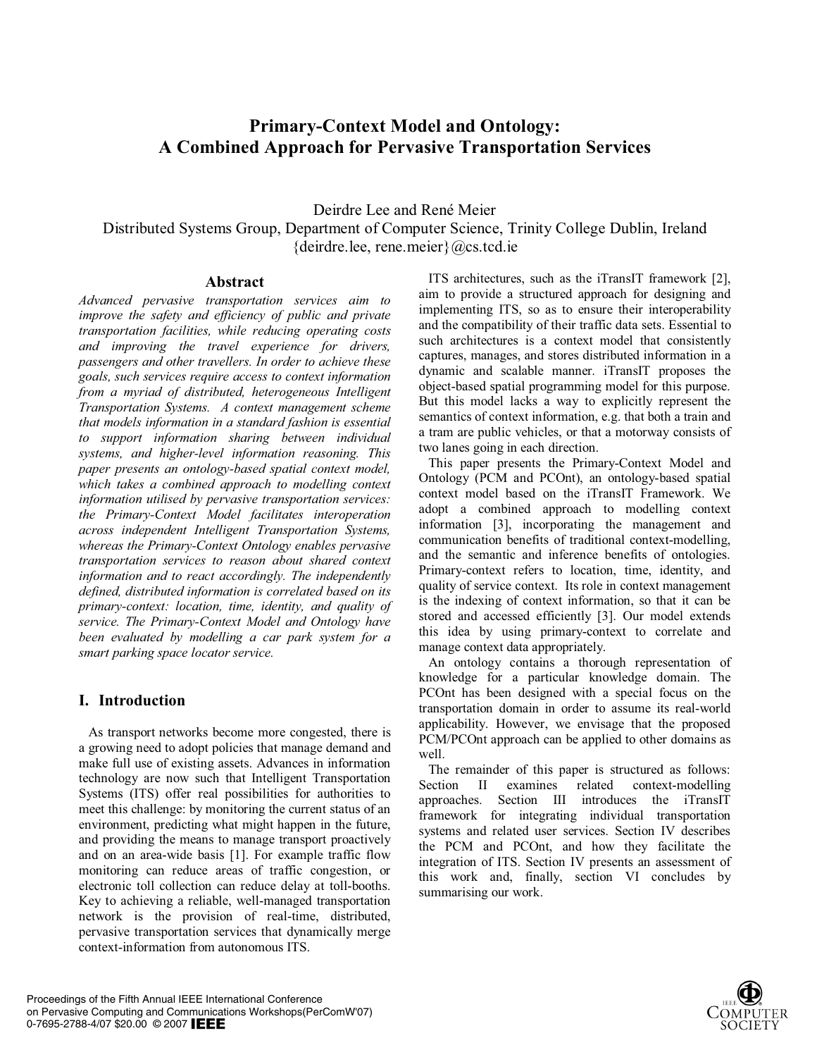# Primary-Context Model and Ontology: A Combined Approach for Pervasive Transportation Services

Deirdre Lee and René Meier
Distributed Systems Group, Department of Computer Science, Trinity College Dublin, Ireland
{deirdre.lee, rene.meier}@cs.tcd.ie

## Abstract

*Advanced pervasive transportation services aim to improve the safety and efficiency of public and private transportation facilities, while reducing operating costs and improving the travel experience for drivers, passengers and other travellers. In order to achieve these goals, such services require access to context information from a myriad of distributed, heterogeneous Intelligent Transportation Systems. A context management scheme that models information in a standard fashion is essential to support information sharing between individual systems, and higher-level information reasoning. This paper presents an ontology-based spatial context model, which takes a combined approach to modelling context information utilised by pervasive transportation services: the Primary-Context Model facilitates interoperation across independent Intelligent Transportation Systems, whereas the Primary-Context Ontology enables pervasive transportation services to reason about shared context information and to react accordingly. The independently defined, distributed information is correlated based on its primary-context: location, time, identity, and quality of service. The Primary-Context Model and Ontology have been evaluated by modelling a car park system for a smart parking space locator service.*

## I. Introduction

As transport networks become more congested, there is a growing need to adopt policies that manage demand and make full use of existing assets. Advances in information technology are now such that Intelligent Transportation Systems (ITS) offer real possibilities for authorities to meet this challenge: by monitoring the current status of an environment, predicting what might happen in the future, and providing the means to manage transport proactively and on an area-wide basis [1]. For example traffic flow monitoring can reduce areas of traffic congestion, or electronic toll collection can reduce delay at toll-booths. Key to achieving a reliable, well-managed transportation network is the provision of real-time, distributed, pervasive transportation services that dynamically merge context-information from autonomous ITS.

ITS architectures, such as the iTransIT framework [2], aim to provide a structured approach for designing and implementing ITS, so as to ensure their interoperability and the compatibility of their traffic data sets. Essential to such architectures is a context model that consistently captures, manages, and stores distributed information in a dynamic and scalable manner. iTransIT proposes the object-based spatial programming model for this purpose. But this model lacks a way to explicitly represent the semantics of context information, e.g. that both a train and a tram are public vehicles, or that a motorway consists of two lanes going in each direction.

This paper presents the Primary-Context Model and Ontology (PCM and PCOnt), an ontology-based spatial context model based on the iTransIT Framework. We adopt a combined approach to modelling context information [3], incorporating the management and communication benefits of traditional context-modelling, and the semantic and inference benefits of ontologies. Primary-context refers to location, time, identity, and quality of service context. Its role in context management is the indexing of context information, so that it can be stored and accessed efficiently [3]. Our model extends this idea by using primary-context to correlate and manage context data appropriately.

An ontology contains a thorough representation of knowledge for a particular knowledge domain. The PCOnt has been designed with a special focus on the transportation domain in order to assume its real-world applicability. However, we envisage that the proposed PCM/PCOnt approach can be applied to other domains as well.

The remainder of this paper is structured as follows: Section II examines related context-modelling approaches. Section III introduces the iTransIT framework for integrating individual transportation systems and related user services. Section IV describes the PCM and PCOnt, and how they facilitate the integration of ITS. Section IV presents an assessment of this work and, finally, section VI concludes by summarising our work.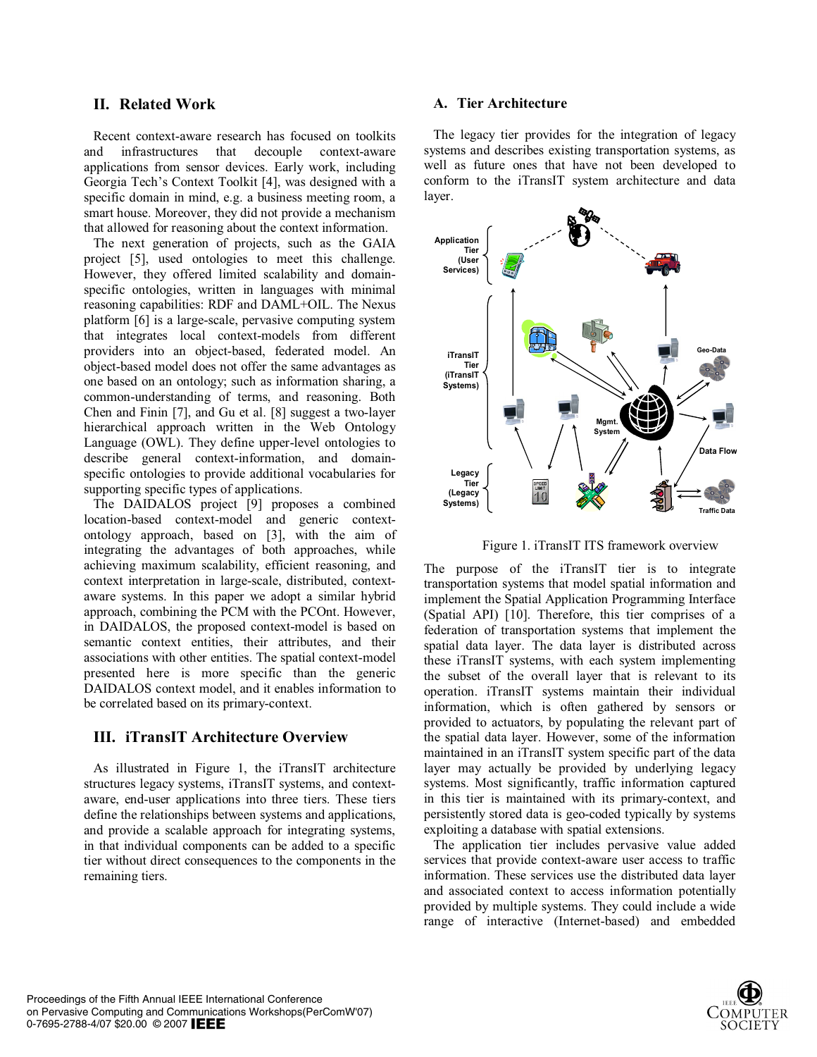## II. Related Work

Recent context-aware research has focused on toolkits and infrastructures that decouple context-aware applications from sensor devices. Early work, including Georgia Tech's Context Toolkit [4], was designed with a specific domain in mind, e.g. a business meeting room, a smart house. Moreover, they did not provide a mechanism that allowed for reasoning about the context information.

The next generation of projects, such as the GAIA project [5], used ontologies to meet this challenge. However, they offered limited scalability and domain-specific ontologies, written in languages with minimal reasoning capabilities: RDF and DAML+OIL. The Nexus platform [6] is a large-scale, pervasive computing system that integrates local context-models from different providers into an object-based, federated model. An object-based model does not offer the same advantages as one based on an ontology; such as information sharing, a common-understanding of terms, and reasoning. Both Chen and Finin [7], and Gu et al. [8] suggest a two-layer hierarchical approach written in the Web Ontology Language (OWL). They define upper-level ontologies to describe general context-information, and domain-specific ontologies to provide additional vocabularies for supporting specific types of applications.

The DAIDALOS project [9] proposes a combined location-based context-model and generic context-ontology approach, based on [3], with the aim of integrating the advantages of both approaches, while achieving maximum scalability, efficient reasoning, and context interpretation in large-scale, distributed, context-aware systems. In this paper we adopt a similar hybrid approach, combining the PCM with the PCOnt. However, in DAIDALOS, the proposed context-model is based on semantic context entities, their attributes, and their associations with other entities. The spatial context-model presented here is more specific than the generic DAIDALOS context model, and it enables information to be correlated based on its primary-context.

## III. iTransIT Architecture Overview

As illustrated in Figure 1, the iTransIT architecture structures legacy systems, iTransIT systems, and context-aware, end-user applications into three tiers. These tiers define the relationships between systems and applications, and provide a scalable approach for integrating systems, in that individual components can be added to a specific tier without direct consequences to the components in the remaining tiers.

### A. Tier Architecture

The legacy tier provides for the integration of legacy systems and describes existing transportation systems, as well as future ones that have not been developed to conform to the iTransIT system architecture and data layer.

Application Tier (User Services)

iTransIT Tier (iTransIT Systems)

Legacy Tier (Legacy Systems)

Geo-Data

Mgmt. System

Data Flow

Traffic Data

Figure 1. iTransIT ITS framework overview

The purpose of the iTransIT tier is to integrate transportation systems that model spatial information and implement the Spatial Application Programming Interface (Spatial API) [10]. Therefore, this tier comprises of a federation of transportation systems that implement the spatial data layer. The data layer is distributed across these iTransIT systems, with each system implementing the subset of the overall layer that is relevant to its operation. iTransIT systems maintain their individual information, which is often gathered by sensors or provided to actuators, by populating the relevant part of the spatial data layer. However, some of the information maintained in an iTransIT system specific part of the data layer may actually be provided by underlying legacy systems. Most significantly, traffic information captured in this tier is maintained with its primary-context, and persistently stored data is geo-coded typically by systems exploiting a database with spatial extensions.

The application tier includes pervasive value added services that provide context-aware user access to traffic information. These services use the distributed data layer and associated context to access information potentially provided by multiple systems. They could include a wide range of interactive (Internet-based) and embedded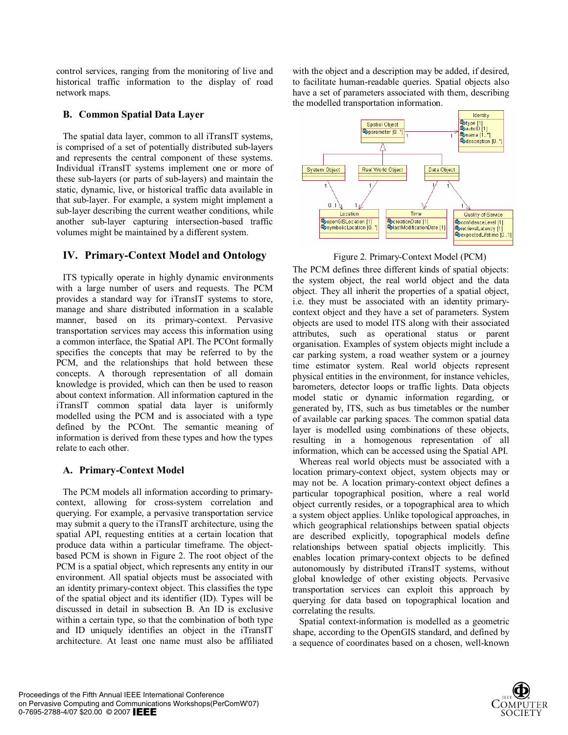control services, ranging from the monitoring of live and historical traffic information to the display of road network maps.

### B. Common Spatial Data Layer

The spatial data layer, common to all iTransIT systems, is comprised of a set of potentially distributed sub-layers and represents the central component of these systems. Individual iTransIT systems implement one or more of these sub-layers (or parts of sub-layers) and maintain the static, dynamic, live, or historical traffic data available in that sub-layer. For example, a system might implement a sub-layer describing the current weather conditions, while another sub-layer capturing intersection-based traffic volumes might be maintained by a different system.

## IV. Primary-Context Model and Ontology

ITS typically operate in highly dynamic environments with a large number of users and requests. The PCM provides a standard way for iTransIT systems to store, manage and share distributed information in a scalable manner, based on its primary-context. Pervasive transportation services may access this information using a common interface, the Spatial API. The PCOnt formally specifies the concepts that may be referred to by the PCM, and the relationships that hold between these concepts. A thorough representation of all domain knowledge is provided, which can then be used to reason about context information. All information captured in the iTransIT common spatial data layer is uniformly modelled using the PCM and is associated with a type defined by the PCOnt. The semantic meaning of information is derived from these types and how the types relate to each other.

### A. Primary-Context Model

The PCM models all information according to primary-context, allowing for cross-system correlation and querying. For example, a pervasive transportation service may submit a query to the iTransIT architecture, using the spatial API, requesting entities at a certain location that produce data within a particular timeframe. The object-based PCM is shown in Figure 2. The root object of the PCM is a spatial object, which represents any entity in our environment. All spatial objects must be associated with an identity primary-context object. This classifies the type of the spatial object and its identifier (ID). Types will be discussed in detail in subsection B. An ID is exclusive within a certain type, so that the combination of both type and ID uniquely identifies an object in the iTransIT architecture. At least one name must also be affiliated with the object and a description may be added, if desired, to facilitate human-readable queries. Spatial objects also have a set of parameters associated with them, describing the modelled transportation information.

Figure 2. Primary-Context Model (PCM)

The PCM defines three different kinds of spatial objects: the system object, the real world object and the data object. They all inherit the properties of a spatial object, i.e. they must be associated with an identity primary-context object and they have a set of parameters. System objects are used to model ITS along with their associated attributes, such as operational status or parent organisation. Examples of system objects might include a car parking system, a road weather system or a journey time estimator system. Real world objects represent physical entities in the environment, for instance vehicles, barometers, detector loops or traffic lights. Data objects model static or dynamic information regarding, or generated by, ITS, such as bus timetables or the number of available car parking spaces. The common spatial data layer is modelled using combinations of these objects, resulting in a homogenous representation of all information, which can be accessed using the Spatial API.

Whereas real world objects must be associated with a location primary-context object, system objects may or may not be. A location primary-context object defines a particular topographical position, where a real world object currently resides, or a topographical area to which a system object applies. Unlike topological approaches, in which geographical relationships between spatial objects are described explicitly, topographical models define relationships between spatial objects implicitly. This enables location primary-context objects to be defined autonomously by distributed iTransIT systems, without global knowledge of other existing objects. Pervasive transportation services can exploit this approach by querying for data based on topographical location and correlating the results.

Spatial context-information is modelled as a geometric shape, according to the OpenGIS standard, and defined by a sequence of coordinates based on a chosen, well-known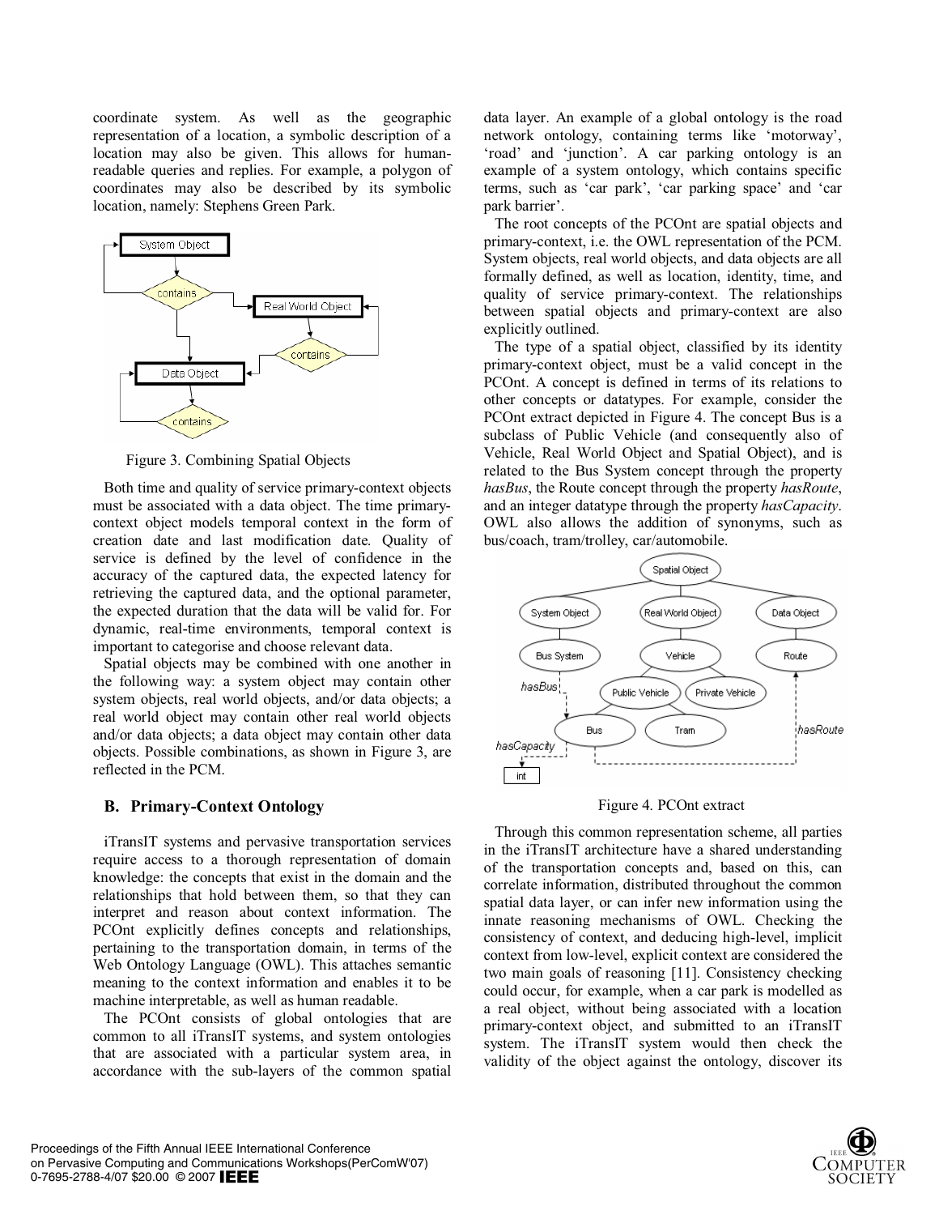coordinate system. As well as the geographic representation of a location, a symbolic description of a location may also be given. This allows for human-readable queries and replies. For example, a polygon of coordinates may also be described by its symbolic location, namely: Stephens Green Park.

System Object
contains
Real World Object
contains
Data Object
contains

Figure 3. Combining Spatial Objects

Both time and quality of service primary-context objects must be associated with a data object. The time primary-context object models temporal context in the form of creation date and last modification date. Quality of service is defined by the level of confidence in the accuracy of the captured data, the expected latency for retrieving the captured data, and the optional parameter, the expected duration that the data will be valid for. For dynamic, real-time environments, temporal context is important to categorise and choose relevant data.

Spatial objects may be combined with one another in the following way: a system object may contain other system objects, real world objects, and/or data objects; a real world object may contain other real world objects and/or data objects; a data object may contain other data objects. Possible combinations, as shown in Figure 3, are reflected in the PCM.

## B. Primary-Context Ontology

iTransIT systems and pervasive transportation services require access to a thorough representation of domain knowledge: the concepts that exist in the domain and the relationships that hold between them, so that they can interpret and reason about context information. The PCOnt explicitly defines concepts and relationships, pertaining to the transportation domain, in terms of the Web Ontology Language (OWL). This attaches semantic meaning to the context information and enables it to be machine interpretable, as well as human readable.

The PCOnt consists of global ontologies that are common to all iTransIT systems, and system ontologies that are associated with a particular system area, in accordance with the sub-layers of the common spatial data layer. An example of a global ontology is the road network ontology, containing terms like 'motorway', 'road' and 'junction'. A car parking ontology is an example of a system ontology, which contains specific terms, such as 'car park', 'car parking space' and 'car park barrier'.

The root concepts of the PCOnt are spatial objects and primary-context, i.e. the OWL representation of the PCM. System objects, real world objects, and data objects are all formally defined, as well as location, identity, time, and quality of service primary-context. The relationships between spatial objects and primary-context are also explicitly outlined.

The type of a spatial object, classified by its identity primary-context object, must be a valid concept in the PCOnt. A concept is defined in terms of its relations to other concepts or datatypes. For example, consider the PCOnt extract depicted in Figure 4. The concept Bus is a subclass of Public Vehicle (and consequently also of Vehicle, Real World Object and Spatial Object), and is related to the Bus System concept through the property *hasBus*, the Route concept through the property *hasRoute*, and an integer datatype through the property *hasCapacity*. OWL also allows the addition of synonyms, such as bus/coach, tram/trolley, car/automobile.

Spatial Object
System Object
Real World Object
Data Object
Bus System
Vehicle
Route
hasBus
Public Vehicle
Private Vehicle
Bus
Tram
hasRoute
hasCapacity
int

Figure 4. PCOnt extract

Through this common representation scheme, all parties in the iTransIT architecture have a shared understanding of the transportation concepts and, based on this, can correlate information, distributed throughout the common spatial data layer, or can infer new information using the innate reasoning mechanisms of OWL. Checking the consistency of context, and deducing high-level, implicit context from low-level, explicit context are considered the two main goals of reasoning [11]. Consistency checking could occur, for example, when a car park is modelled as a real object, without being associated with a location primary-context object, and submitted to an iTransIT system. The iTransIT system would then check the validity of the object against the ontology, discover its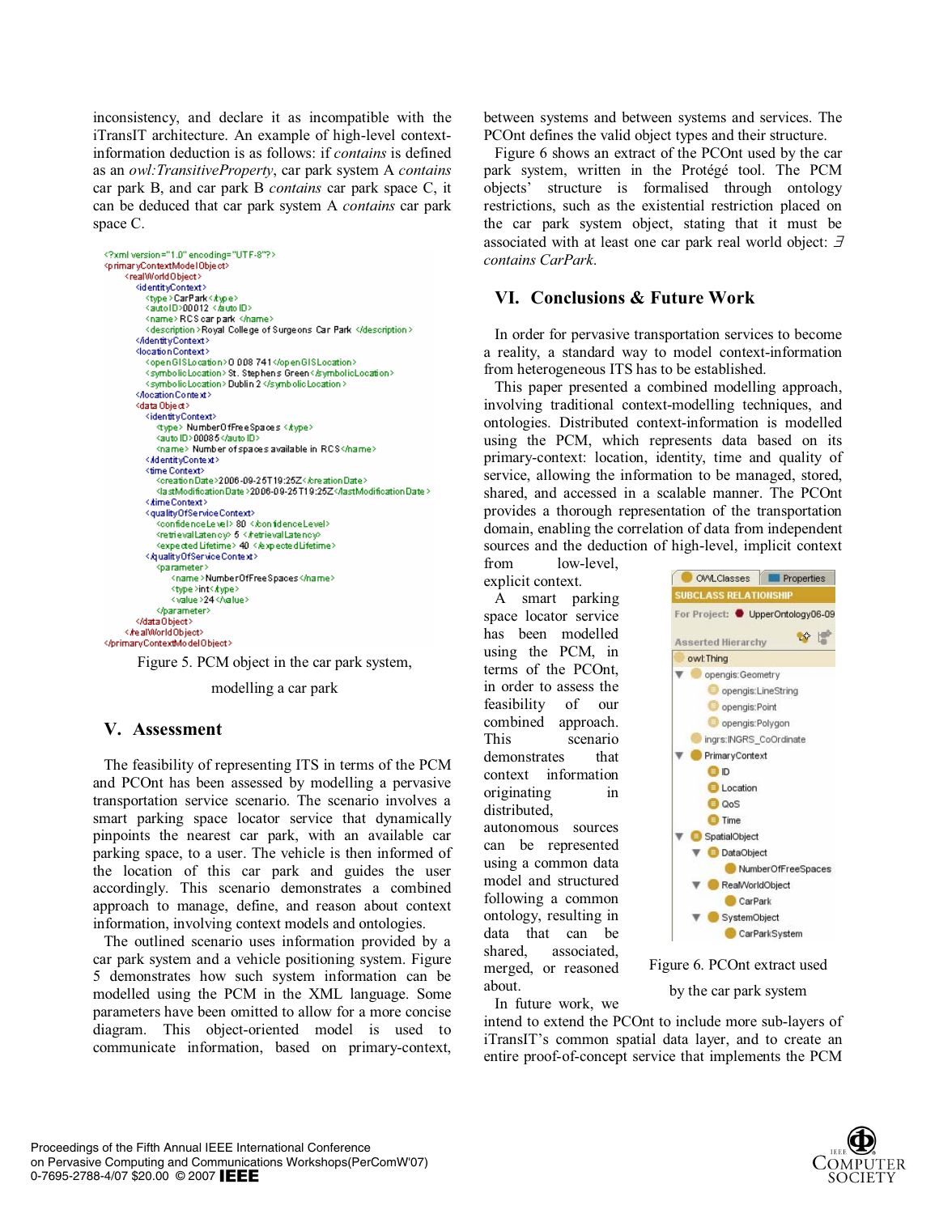inconsistency, and declare it as incompatible with the iTransIT architecture. An example of high-level context-information deduction is as follows: if *contains* is defined as an *owl:TransitiveProperty*, car park system A *contains* car park B, and car park B *contains* car park space C, it can be deduced that car park system A *contains* car park space C.

```xml
<?xml version="1.0" encoding="UTF-8"?>
<primaryContextModelObject>
  <realWorldObject>
    <identityContext>
      <type>CarPark</type>
      <autoID>00012 </autoID>
      <name>RCS car park </name>
      <description>Royal College of Surgeons Car Park </description>
    </identityContext>
    <locationContext>
      <openGISLocation>O 008 741</openGISLocation>
      <symbolicLocation>St. Stephens Green</symbolicLocation>
      <symbolicLocation>Dublin 2 </symbolicLocation>
    </locationContext>
    <dataObject>
      <identityContext>
        <type> NumberOfFreeSpaces </type>
        <autoID>00085</autoID>
        <name> Number of spaces available in RCS</name>
      </identityContext>
      <timeContext>
        <creationDate>2006-09-25T19:25Z</creationDate>
        <lastModificationDate>2006-09-25T19:25Z</lastModificationDate>
      </timeContext>
      <qualityOfServiceContext>
        <confidenceLevel> 80 </confidenceLevel>
        <retrievalLatency> 5 </retrievalLatency>
        <expectedLifetime> 40 </expectedLifetime>
      </qualityOfServiceContext>
      <parameter>
        <name>NumberOfFreeSpaces</name>
        <type>int</type>
        <value>24</value>
      </parameter>
    </dataObject>
  </realWorldObject>
</primaryContextModelObject>
```

Figure 5. PCM object in the car park system, modelling a car park

## V. Assessment

The feasibility of representing ITS in terms of the PCM and PCOnt has been assessed by modelling a pervasive transportation service scenario. The scenario involves a smart parking space locator service that dynamically pinpoints the nearest car park, with an available car parking space, to a user. The vehicle is then informed of the location of this car park and guides the user accordingly. This scenario demonstrates a combined approach to manage, define, and reason about context information, involving context models and ontologies.

The outlined scenario uses information provided by a car park system and a vehicle positioning system. Figure 5 demonstrates how such system information can be modelled using the PCM in the XML language. Some parameters have been omitted to allow for a more concise diagram. This object-oriented model is used to communicate information, based on primary-context, between systems and between systems and services. The PCOnt defines the valid object types and their structure.

Figure 6 shows an extract of the PCOnt used by the car park system, written in the Protégé tool. The PCM objects' structure is formalised through ontology restrictions, such as the existential restriction placed on the car park system object, stating that it must be associated with at least one car park real world object: *∃ contains CarPark*.

## VI. Conclusions & Future Work

In order for pervasive transportation services to become a reality, a standard way to model context-information from heterogeneous ITS has to be established.

This paper presented a combined modelling approach, involving traditional context-modelling techniques, and ontologies. Distributed context-information is modelled using the PCM, which represents data based on its primary-context: location, identity, time and quality of service, allowing the information to be managed, stored, shared, and accessed in a scalable manner. The PCOnt provides a thorough representation of the transportation domain, enabling the correlation of data from independent sources and the deduction of high-level, implicit context from low-level, explicit context.

A smart parking space locator service has been modelled using the PCM, in terms of the PCOnt, in order to assess the feasibility of our combined approach. This scenario demonstrates that context information originating in distributed, autonomous sources can be represented using a common data model and structured following a common ontology, resulting in data that can be shared, associated, merged, or reasoned about.

OWLClasses | Properties
SUBCLASS RELATIONSHIP
For Project: UpperOntology06-09
Asserted Hierarchy

- owl:Thing
  - opengis:Geometry
    - opengis:LineString
    - opengis:Point
    - opengis:Polygon
  - ingrs:INGRS_CoOrdinate
  - PrimaryContext
    - ID
    - Location
    - QoS
    - Time
  - SpatialObject
    - DataObject
      - NumberOfFreeSpaces
    - RealWorldObject
      - CarPark
    - SystemObject
      - CarParkSystem

Figure 6. PCOnt extract used by the car park system

In future work, we intend to extend the PCOnt to include more sub-layers of iTransIT's common spatial data layer, and to create an entire proof-of-concept service that implements the PCM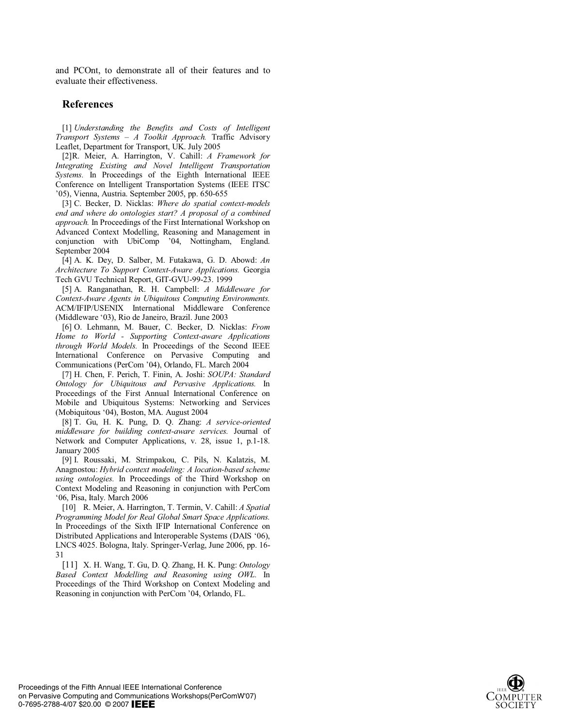and PCOnt, to demonstrate all of their features and to evaluate their effectiveness.

## References

[1] *Understanding the Benefits and Costs of Intelligent Transport Systems – A Toolkit Approach.* Traffic Advisory Leaflet, Department for Transport, UK. July 2005

[2]R. Meier, A. Harrington, V. Cahill: *A Framework for Integrating Existing and Novel Intelligent Transportation Systems.* In Proceedings of the Eighth International IEEE Conference on Intelligent Transportation Systems (IEEE ITSC '05), Vienna, Austria. September 2005, pp. 650-655

[3] C. Becker, D. Nicklas: *Where do spatial context-models end and where do ontologies start? A proposal of a combined approach.* In Proceedings of the First International Workshop on Advanced Context Modelling, Reasoning and Management in conjunction with UbiComp '04, Nottingham, England. September 2004

[4] A. K. Dey, D. Salber, M. Futakawa, G. D. Abowd: *An Architecture To Support Context-Aware Applications.* Georgia Tech GVU Technical Report, GIT-GVU-99-23. 1999

[5] A. Ranganathan, R. H. Campbell: *A Middleware for Context-Aware Agents in Ubiquitous Computing Environments.* ACM/IFIP/USENIX International Middleware Conference (Middleware '03), Rio de Janeiro, Brazil. June 2003

[6] O. Lehmann, M. Bauer, C. Becker, D. Nicklas: *From Home to World - Supporting Context-aware Applications through World Models.* In Proceedings of the Second IEEE International Conference on Pervasive Computing and Communications (PerCom '04), Orlando, FL. March 2004

[7] H. Chen, F. Perich, T. Finin, A. Joshi: *SOUPA: Standard Ontology for Ubiquitous and Pervasive Applications.* In Proceedings of the First Annual International Conference on Mobile and Ubiquitous Systems: Networking and Services (Mobiquitous '04), Boston, MA. August 2004

[8] T. Gu, H. K. Pung, D. Q. Zhang: *A service-oriented middleware for building context-aware services.* Journal of Network and Computer Applications, v. 28, issue 1, p.1-18. January 2005

[9] I. Roussaki, M. Strimpakou, C. Pils, N. Kalatzis, M. Anagnostou: *Hybrid context modeling: A location-based scheme using ontologies.* In Proceedings of the Third Workshop on Context Modeling and Reasoning in conjunction with PerCom '06, Pisa, Italy. March 2006

[10] R. Meier, A. Harrington, T. Termin, V. Cahill: *A Spatial Programming Model for Real Global Smart Space Applications.* In Proceedings of the Sixth IFIP International Conference on Distributed Applications and Interoperable Systems (DAIS '06), LNCS 4025. Bologna, Italy. Springer-Verlag, June 2006, pp. 16-31

[11] X. H. Wang, T. Gu, D. Q. Zhang, H. K. Pung: *Ontology Based Context Modelling and Reasoning using OWL.* In Proceedings of the Third Workshop on Context Modeling and Reasoning in conjunction with PerCom '04, Orlando, FL.